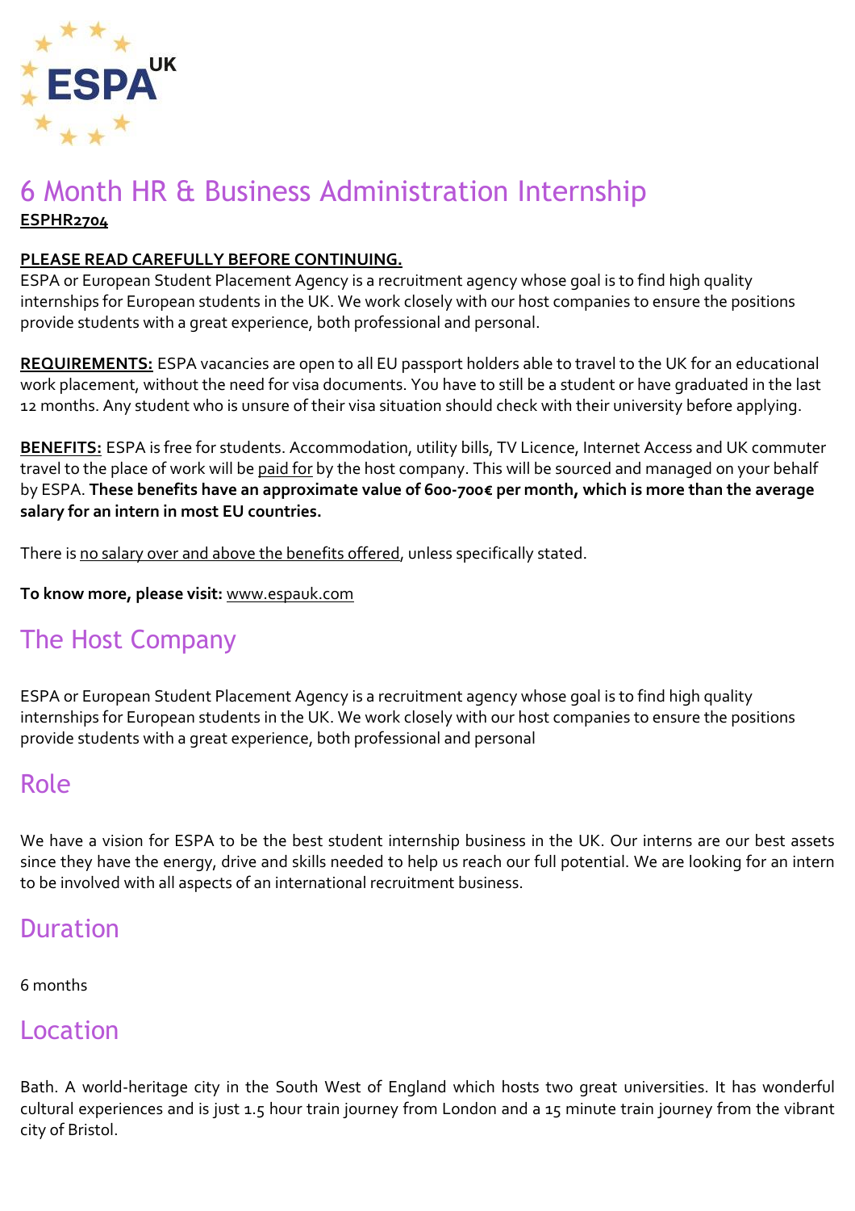ESPA UK

# 6 Month HR & Business Administration Internship

**ESPHR2704**

**PLEASE READ CAREFULLY BEFORE CONTINUING.**
ESPA or European Student Placement Agency is a recruitment agency whose goal is to find high quality internships for European students in the UK. We work closely with our host companies to ensure the positions provide students with a great experience, both professional and personal.

**REQUIREMENTS:** ESPA vacancies are open to all EU passport holders able to travel to the UK for an educational work placement, without the need for visa documents. You have to still be a student or have graduated in the last 12 months. Any student who is unsure of their visa situation should check with their university before applying.

**BENEFITS:** ESPA is free for students. Accommodation, utility bills, TV Licence, Internet Access and UK commuter travel to the place of work will be paid for by the host company. This will be sourced and managed on your behalf by ESPA. **These benefits have an approximate value of 600-700€ per month, which is more than the average salary for an intern in most EU countries.**

There is no salary over and above the benefits offered, unless specifically stated.

**To know more, please visit:** www.espauk.com

## The Host Company

ESPA or European Student Placement Agency is a recruitment agency whose goal is to find high quality internships for European students in the UK. We work closely with our host companies to ensure the positions provide students with a great experience, both professional and personal

## Role

We have a vision for ESPA to be the best student internship business in the UK. Our interns are our best assets since they have the energy, drive and skills needed to help us reach our full potential. We are looking for an intern to be involved with all aspects of an international recruitment business.

## Duration

6 months

## Location

Bath. A world-heritage city in the South West of England which hosts two great universities. It has wonderful cultural experiences and is just 1.5 hour train journey from London and a 15 minute train journey from the vibrant city of Bristol.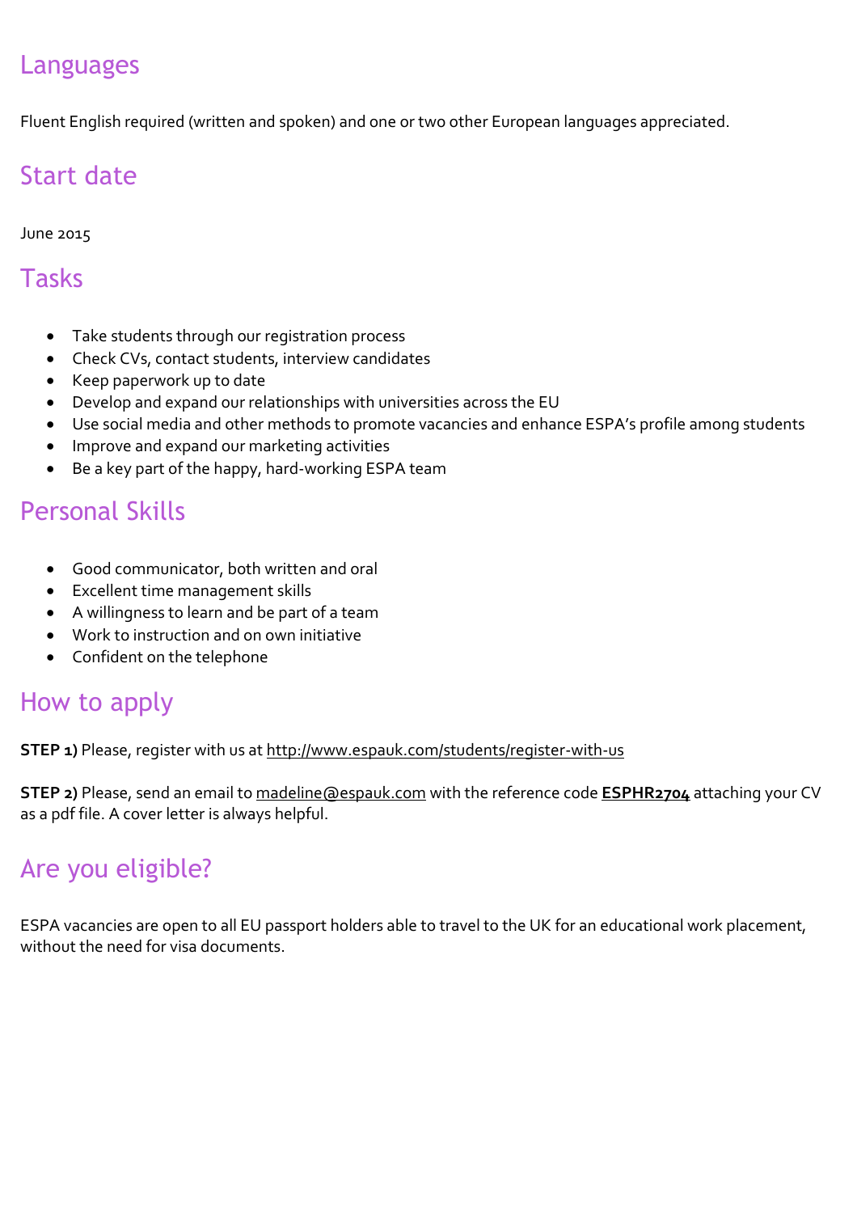## Languages

Fluent English required (written and spoken) and one or two other European languages appreciated.

## Start date

June 2015

## Tasks

- Take students through our registration process
- Check CVs, contact students, interview candidates
- Keep paperwork up to date
- Develop and expand our relationships with universities across the EU
- Use social media and other methods to promote vacancies and enhance ESPA's profile among students
- Improve and expand our marketing activities
- Be a key part of the happy, hard-working ESPA team

## Personal Skills

- Good communicator, both written and oral
- Excellent time management skills
- A willingness to learn and be part of a team
- Work to instruction and on own initiative
- Confident on the telephone

## How to apply

**STEP 1)** Please, register with us at http://www.espauk.com/students/register-with-us

**STEP 2)** Please, send an email to madeline@espauk.com with the reference code **ESPHR2704** attaching your CV as a pdf file. A cover letter is always helpful.

## Are you eligible?

ESPA vacancies are open to all EU passport holders able to travel to the UK for an educational work placement, without the need for visa documents.